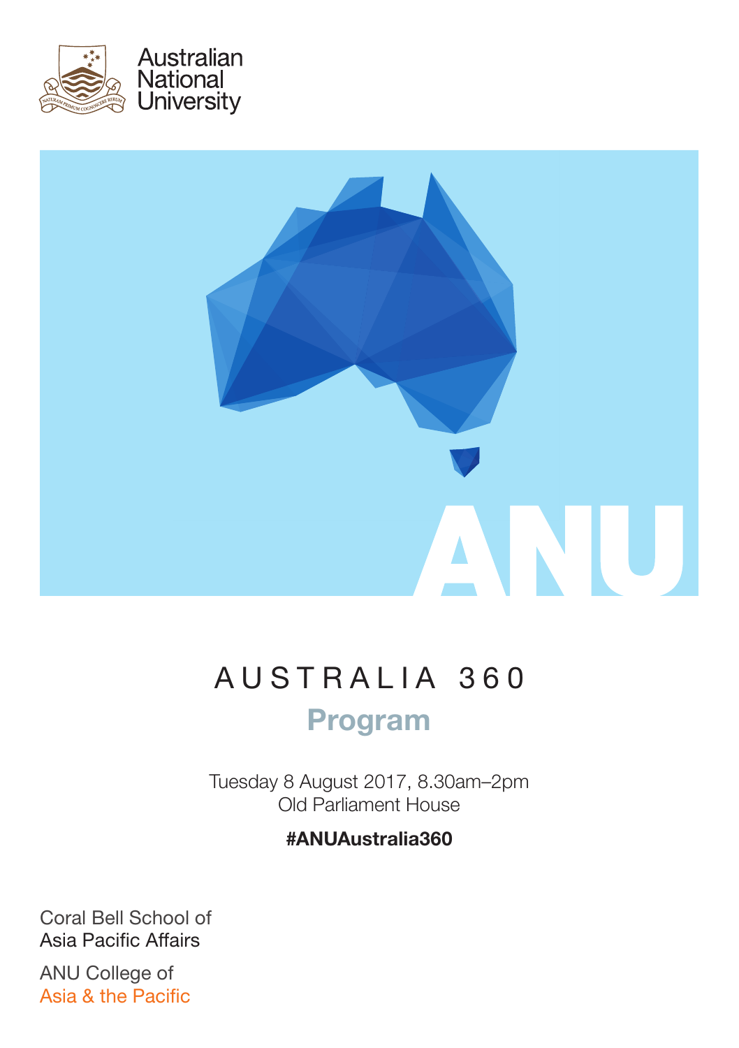Australian National University

ANU

# AUSTRALIA 360

## Program

Tuesday 8 August 2017, 8.30am–2pm
Old Parliament House

**#ANUAustralia360**

Coral Bell School of
Asia Pacific Affairs

ANU College of
Asia & the Pacific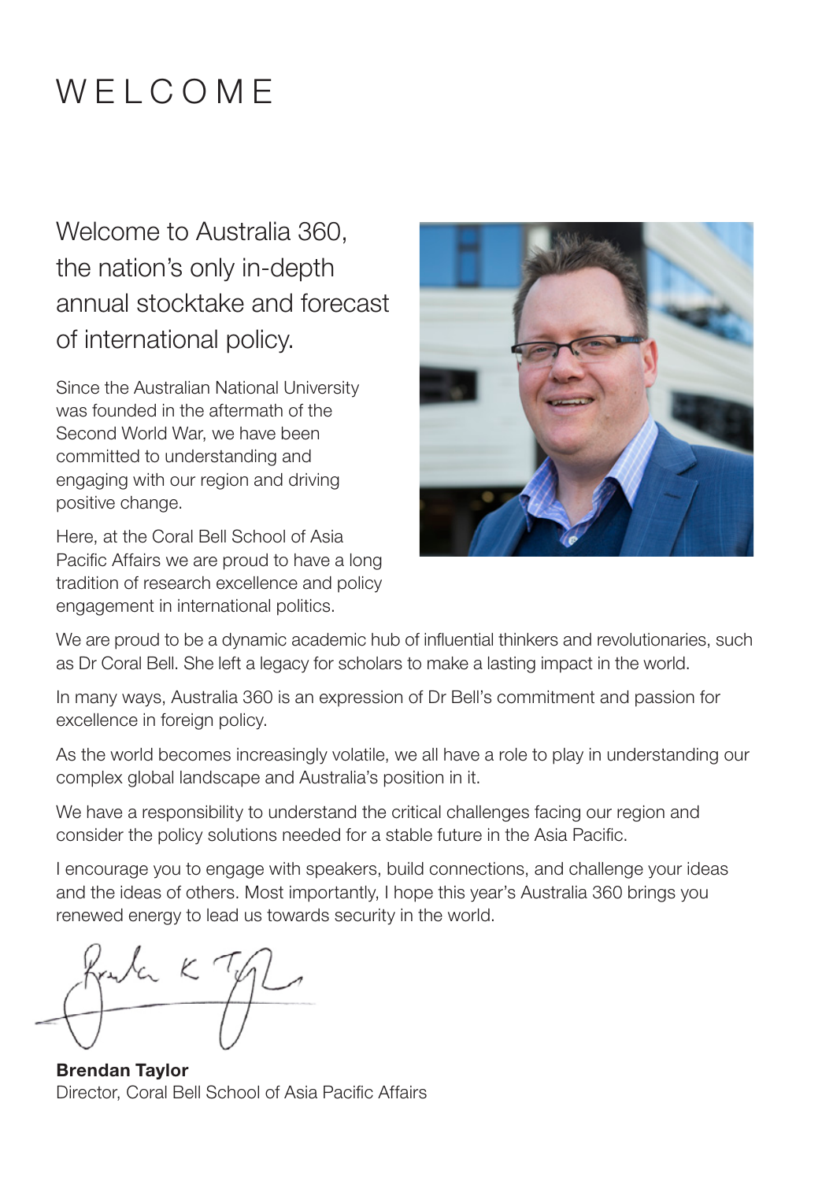# WELCOME

## Welcome to Australia 360, the nation's only in-depth annual stocktake and forecast of international policy.

Since the Australian National University was founded in the aftermath of the Second World War, we have been committed to understanding and engaging with our region and driving positive change.

Here, at the Coral Bell School of Asia Pacific Affairs we are proud to have a long tradition of research excellence and policy engagement in international politics.

We are proud to be a dynamic academic hub of influential thinkers and revolutionaries, such as Dr Coral Bell. She left a legacy for scholars to make a lasting impact in the world.

In many ways, Australia 360 is an expression of Dr Bell's commitment and passion for excellence in foreign policy.

As the world becomes increasingly volatile, we all have a role to play in understanding our complex global landscape and Australia's position in it.

We have a responsibility to understand the critical challenges facing our region and consider the policy solutions needed for a stable future in the Asia Pacific.

I encourage you to engage with speakers, build connections, and challenge your ideas and the ideas of others. Most importantly, I hope this year's Australia 360 brings you renewed energy to lead us towards security in the world.

**Brendan Taylor**
Director, Coral Bell School of Asia Pacific Affairs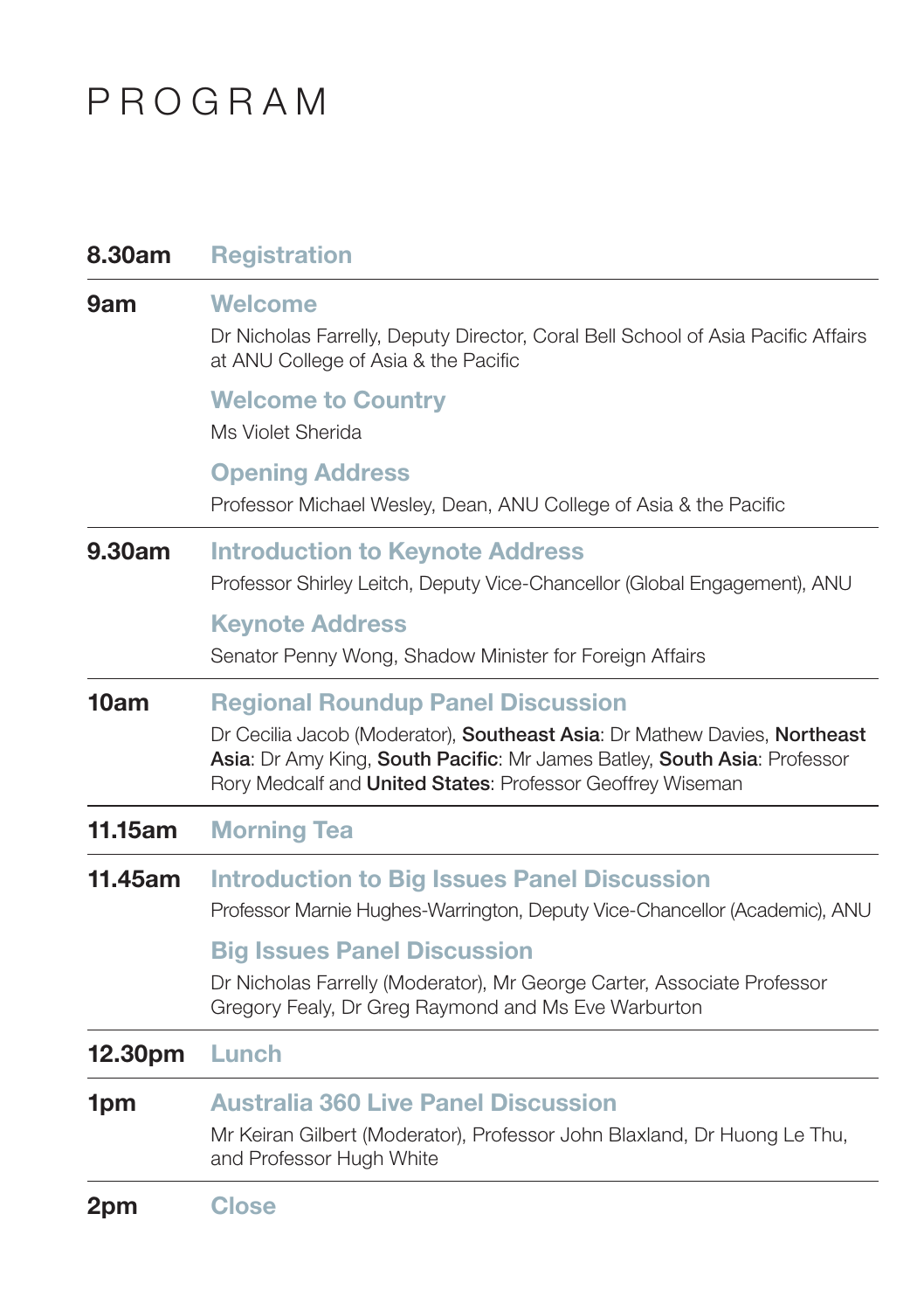# PROGRAM

**8.30am** **Registration**

---

**9am** **Welcome**

Dr Nicholas Farrelly, Deputy Director, Coral Bell School of Asia Pacific Affairs at ANU College of Asia & the Pacific

**Welcome to Country**

Ms Violet Sherida

**Opening Address**

Professor Michael Wesley, Dean, ANU College of Asia & the Pacific

---

**9.30am** **Introduction to Keynote Address**

Professor Shirley Leitch, Deputy Vice-Chancellor (Global Engagement), ANU

**Keynote Address**

Senator Penny Wong, Shadow Minister for Foreign Affairs

---

**10am** **Regional Roundup Panel Discussion**

Dr Cecilia Jacob (Moderator), **Southeast Asia**: Dr Mathew Davies, **Northeast Asia**: Dr Amy King, **South Pacific**: Mr James Batley, **South Asia**: Professor Rory Medcalf and **United States**: Professor Geoffrey Wiseman

---

**11.15am** **Morning Tea**

---

**11.45am** **Introduction to Big Issues Panel Discussion**

Professor Marnie Hughes-Warrington, Deputy Vice-Chancellor (Academic), ANU

**Big Issues Panel Discussion**

Dr Nicholas Farrelly (Moderator), Mr George Carter, Associate Professor Gregory Fealy, Dr Greg Raymond and Ms Eve Warburton

---

**12.30pm** **Lunch**

---

**1pm** **Australia 360 Live Panel Discussion**

Mr Keiran Gilbert (Moderator), Professor John Blaxland, Dr Huong Le Thu, and Professor Hugh White

---

**2pm** **Close**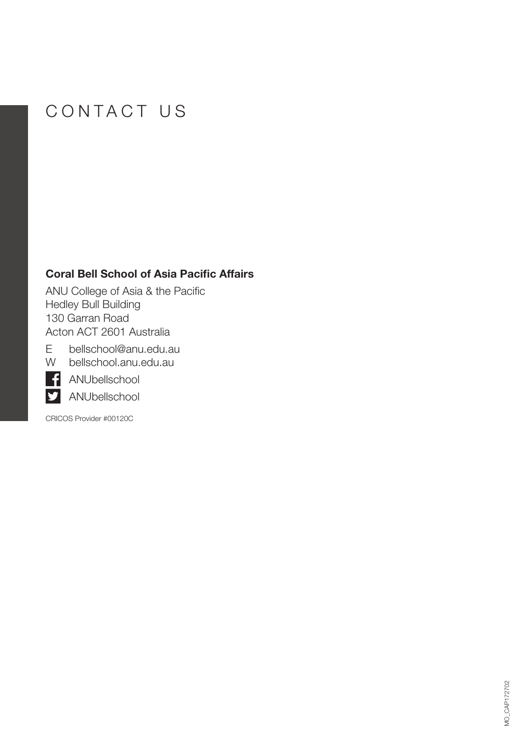# CONTACT US

**Coral Bell School of Asia Pacific Affairs**

ANU College of Asia & the Pacific
Hedley Bull Building
130 Garran Road
Acton ACT 2601 Australia

E bellschool@anu.edu.au
W bellschool.anu.edu.au

ANUbellschool
ANUbellschool

CRICOS Provider #00120C

MO_CAP172702